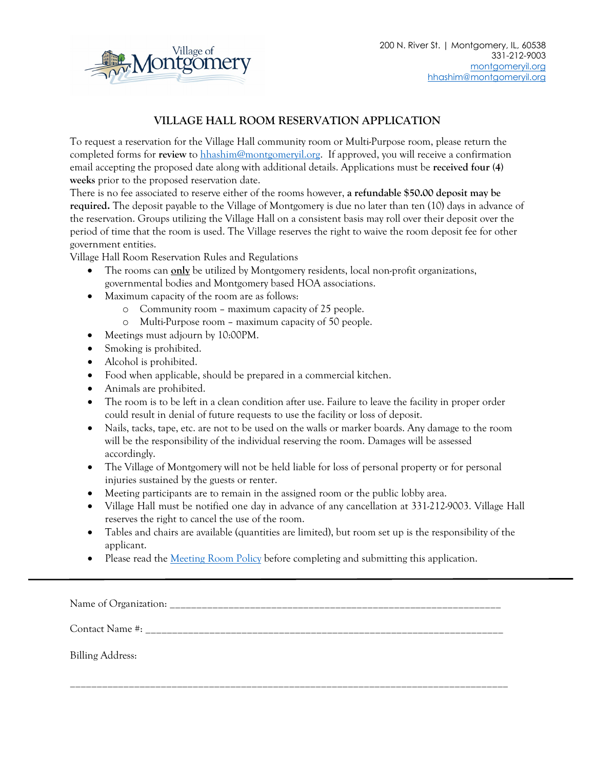200 N. River St. | Montgomery, IL, 60538
331-212-9003
[montgomeryil.org](montgomeryil.org)
[hhashim@montgomeryil.org](mailto:hhashim@montgomeryil.org)

# VILLAGE HALL ROOM RESERVATION APPLICATION

To request a reservation for the Village Hall community room or Multi-Purpose room, please return the completed forms for **review** to [hhashim@montgomeryil.org](mailto:hhashim@montgomeryil.org). If approved, you will receive a confirmation email accepting the proposed date along with additional details. Applications must be **received four (4) weeks** prior to the proposed reservation date.

There is no fee associated to reserve either of the rooms however, **a refundable $50.00 deposit may be required.** The deposit payable to the Village of Montgomery is due no later than ten (10) days in advance of the reservation. Groups utilizing the Village Hall on a consistent basis may roll over their deposit over the period of time that the room is used. The Village reserves the right to waive the room deposit fee for other government entities.

Village Hall Room Reservation Rules and Regulations

- The rooms can **only** be utilized by Montgomery residents, local non-profit organizations, governmental bodies and Montgomery based HOA associations.
- Maximum capacity of the room are as follows:
  - Community room – maximum capacity of 25 people.
  - Multi-Purpose room – maximum capacity of 50 people.
- Meetings must adjourn by 10:00PM.
- Smoking is prohibited.
- Alcohol is prohibited.
- Food when applicable, should be prepared in a commercial kitchen.
- Animals are prohibited.
- The room is to be left in a clean condition after use. Failure to leave the facility in proper order could result in denial of future requests to use the facility or loss of deposit.
- Nails, tacks, tape, etc. are not to be used on the walls or marker boards. Any damage to the room will be the responsibility of the individual reserving the room. Damages will be assessed accordingly.
- The Village of Montgomery will not be held liable for loss of personal property or for personal injuries sustained by the guests or renter.
- Meeting participants are to remain in the assigned room or the public lobby area.
- Village Hall must be notified one day in advance of any cancellation at 331-212-9003. Village Hall reserves the right to cancel the use of the room.
- Tables and chairs are available (quantities are limited), but room set up is the responsibility of the applicant.
- Please read the Meeting Room Policy before completing and submitting this application.

---

Name of Organization: ______________________________________________________________

Contact Name #: ________________________________________________________________

Billing Address:

_____________________________________________________________________________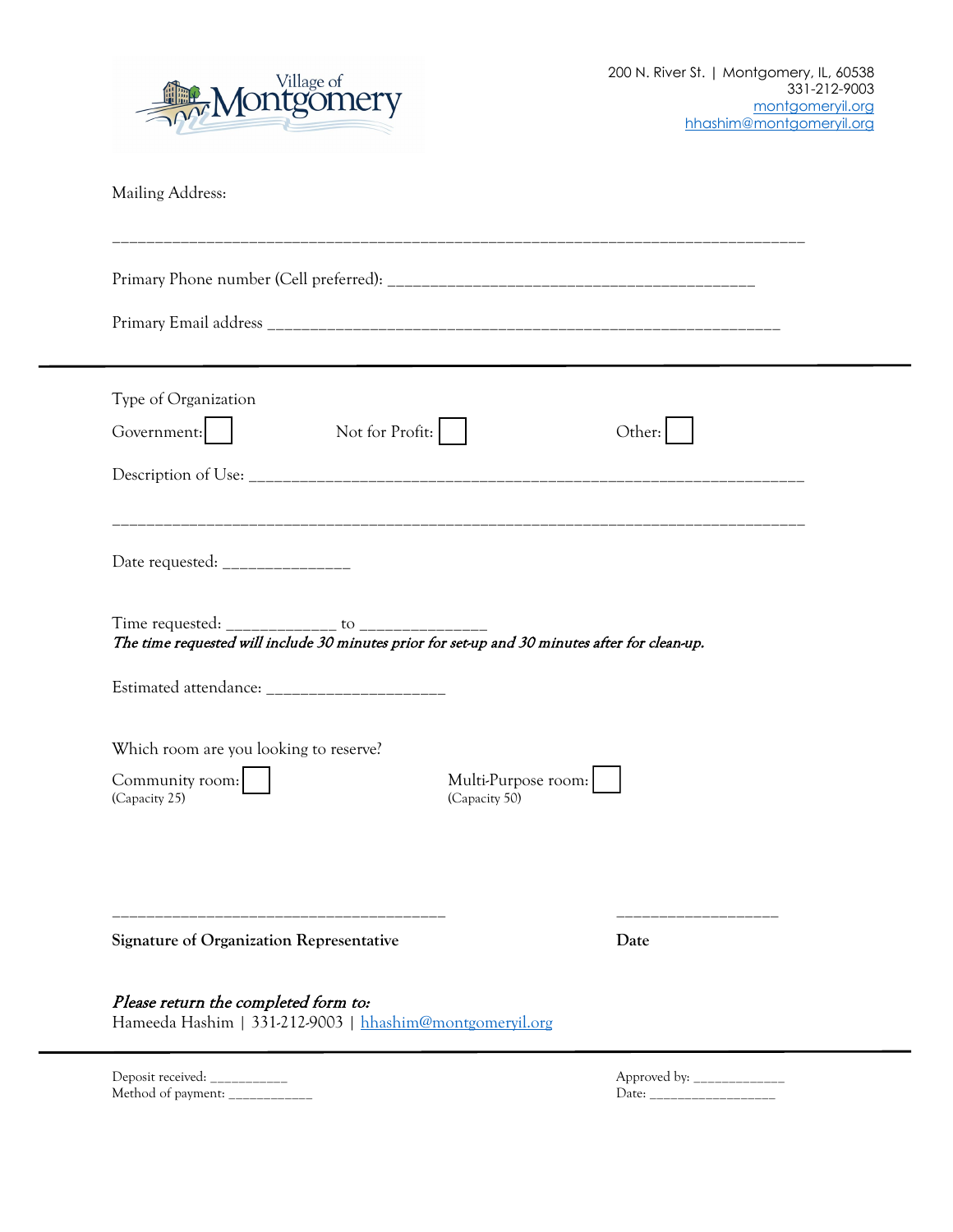200 N. River St. | Montgomery, IL, 60538
331-212-9003
montgomeryil.org
hhashim@montgomeryil.org

Mailing Address:

_______________________________________________________________________________________

Primary Phone number (Cell preferred): _____________________________________________

Primary Email address _______________________________________________________________

---

Type of Organization

Government: ☐ Not for Profit: ☐ Other: ☐

Description of Use: __________________________________________________________________

_______________________________________________________________________________________

Date requested: _______________

Time requested: _____________ to _______________

***The time requested will include 30 minutes prior for set-up and 30 minutes after for clean-up.***

Estimated attendance: _____________________

Which room are you looking to reserve?

Community room: ☐
(Capacity 25)

Multi-Purpose room: ☐
(Capacity 50)

_______________________________________ ___________________

**Signature of Organization Representative** **Date**

***Please return the completed form to:***
Hameeda Hashim | 331-212-9003 | hhashim@montgomeryil.org

---

Deposit received: ___________
Method of payment: ____________

Approved by: _____________
Date: __________________